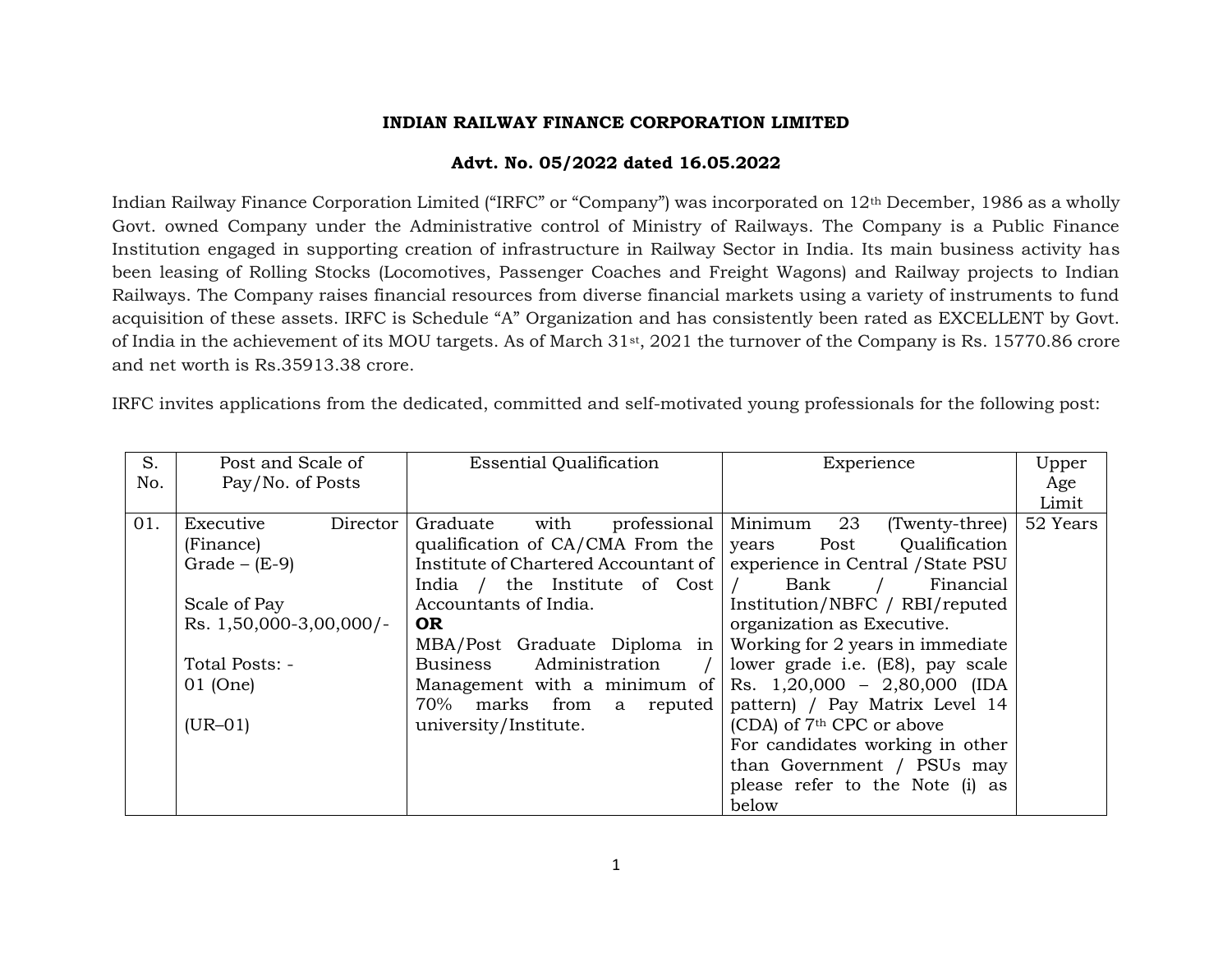# INDIAN RAILWAY FINANCE CORPORATION LIMITED

## Advt. No. 05/2022 dated 16.05.2022

Indian Railway Finance Corporation Limited ("IRFC" or "Company") was incorporated on 12th December, 1986 as a wholly Govt. owned Company under the Administrative control of Ministry of Railways. The Company is a Public Finance Institution engaged in supporting creation of infrastructure in Railway Sector in India. Its main business activity has been leasing of Rolling Stocks (Locomotives, Passenger Coaches and Freight Wagons) and Railway projects to Indian Railways. The Company raises financial resources from diverse financial markets using a variety of instruments to fund acquisition of these assets. IRFC is Schedule "A" Organization and has consistently been rated as EXCELLENT by Govt. of India in the achievement of its MOU targets. As of March 31st, 2021 the turnover of the Company is Rs. 15770.86 crore and net worth is Rs.35913.38 crore.

IRFC invites applications from the dedicated, committed and self-motivated young professionals for the following post:

| S. No. | Post and Scale of Pay/No. of Posts | Essential Qualification | Experience | Upper Age Limit |
|---|---|---|---|---|
| 01. | Executive Director (Finance)<br>Grade – (E-9)<br><br>Scale of Pay<br>Rs. 1,50,000-3,00,000/-<br><br>Total Posts: -<br>01 (One)<br><br>(UR–01) | Graduate with professional qualification of CA/CMA From the Institute of Chartered Accountant of India / the Institute of Cost Accountants of India.<br>**OR**<br>MBA/Post Graduate Diploma in Business Administration / Management with a minimum of 70% marks from a reputed university/Institute. | Minimum 23 (Twenty-three) years Post Qualification experience in Central /State PSU / Bank / Financial Institution/NBFC / RBI/reputed organization as Executive.<br>Working for 2 years in immediate lower grade i.e. (E8), pay scale Rs. 1,20,000 – 2,80,000 (IDA pattern) / Pay Matrix Level 14 (CDA) of 7th CPC or above<br>For candidates working in other than Government / PSUs may please refer to the Note (i) as below | 52 Years |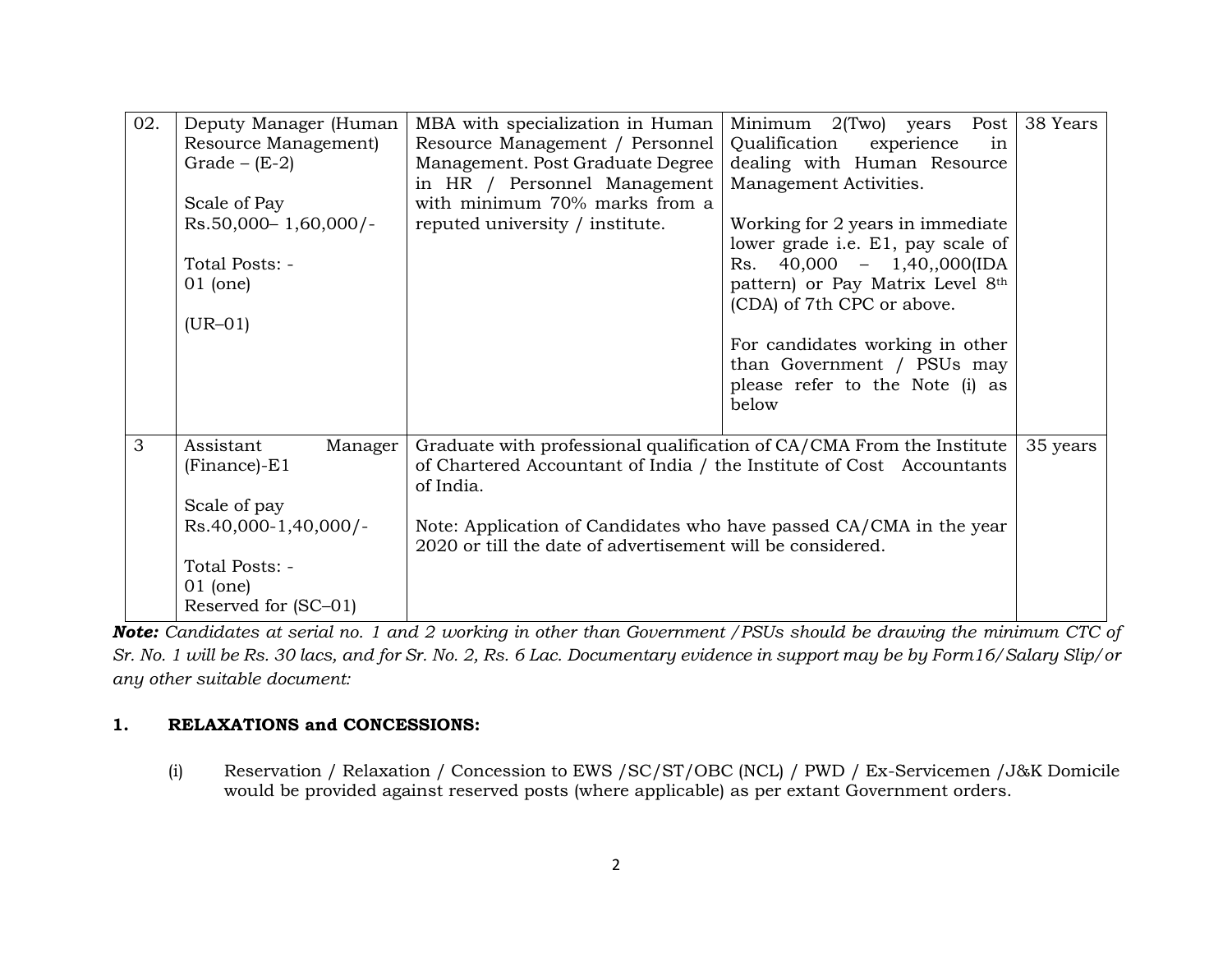| 02. | Deputy Manager (Human Resource Management) Grade – (E-2)<br><br>Scale of Pay<br>Rs.50,000– 1,60,000/-<br><br>Total Posts: -<br>01 (one)<br><br>(UR–01) | MBA with specialization in Human Resource Management / Personnel Management. Post Graduate Degree in HR / Personnel Management with minimum 70% marks from a reputed university / institute. | Minimum 2(Two) years Post Qualification experience in dealing with Human Resource Management Activities.<br><br>Working for 2 years in immediate lower grade i.e. E1, pay scale of Rs. 40,000 – 1,40,,000(IDA pattern) or Pay Matrix Level 8th (CDA) of 7th CPC or above.<br><br>For candidates working in other than Government / PSUs may please refer to the Note (i) as below | 38 Years |
|---|---|---|---|---|
| 3 | Assistant Manager (Finance)-E1<br><br>Scale of pay<br>Rs.40,000-1,40,000/-<br><br>Total Posts: -<br>01 (one)<br>Reserved for (SC–01) | Graduate with professional qualification of CA/CMA From the Institute of Chartered Accountant of India / the Institute of Cost Accountants of India.<br><br>Note: Application of Candidates who have passed CA/CMA in the year 2020 or till the date of advertisement will be considered. | | 35 years |

***Note:*** *Candidates at serial no. 1 and 2 working in other than Government /PSUs should be drawing the minimum CTC of Sr. No. 1 will be Rs. 30 lacs, and for Sr. No. 2, Rs. 6 Lac. Documentary evidence in support may be by Form16/Salary Slip/or any other suitable document:*

## 1. RELAXATIONS and CONCESSIONS:

(i) Reservation / Relaxation / Concession to EWS /SC/ST/OBC (NCL) / PWD / Ex-Servicemen /J&K Domicile would be provided against reserved posts (where applicable) as per extant Government orders.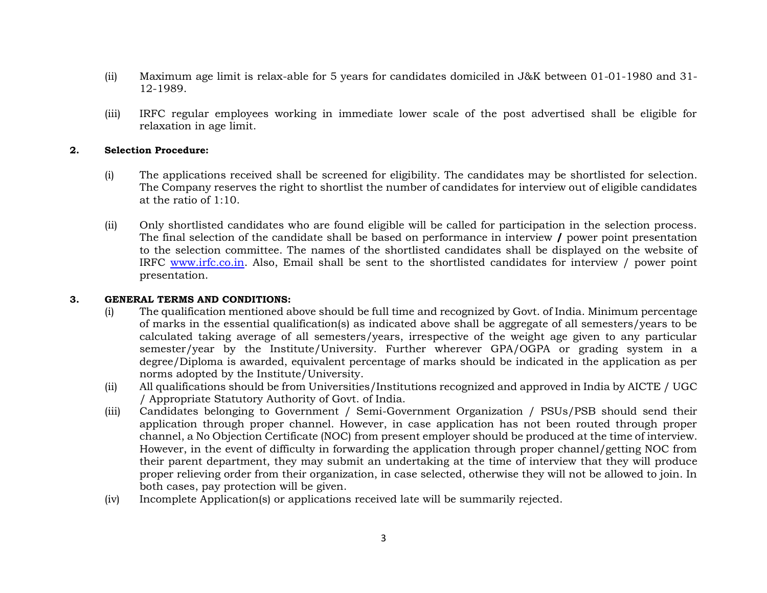(ii) Maximum age limit is relax-able for 5 years for candidates domiciled in J&K between 01-01-1980 and 31-12-1989.

(iii) IRFC regular employees working in immediate lower scale of the post advertised shall be eligible for relaxation in age limit.

**2. Selection Procedure:**

(i) The applications received shall be screened for eligibility. The candidates may be shortlisted for selection. The Company reserves the right to shortlist the number of candidates for interview out of eligible candidates at the ratio of 1:10.

(ii) Only shortlisted candidates who are found eligible will be called for participation in the selection process. The final selection of the candidate shall be based on performance in interview **/** power point presentation to the selection committee. The names of the shortlisted candidates shall be displayed on the website of IRFC [www.irfc.co.in](http://www.irfc.co.in). Also, Email shall be sent to the shortlisted candidates for interview / power point presentation.

**3. GENERAL TERMS AND CONDITIONS:**

(i) The qualification mentioned above should be full time and recognized by Govt. of India. Minimum percentage of marks in the essential qualification(s) as indicated above shall be aggregate of all semesters/years to be calculated taking average of all semesters/years, irrespective of the weight age given to any particular semester/year by the Institute/University. Further wherever GPA/OGPA or grading system in a degree/Diploma is awarded, equivalent percentage of marks should be indicated in the application as per norms adopted by the Institute/University.

(ii) All qualifications should be from Universities/Institutions recognized and approved in India by AICTE / UGC / Appropriate Statutory Authority of Govt. of India.

(iii) Candidates belonging to Government / Semi-Government Organization / PSUs/PSB should send their application through proper channel. However, in case application has not been routed through proper channel, a No Objection Certificate (NOC) from present employer should be produced at the time of interview. However, in the event of difficulty in forwarding the application through proper channel/getting NOC from their parent department, they may submit an undertaking at the time of interview that they will produce proper relieving order from their organization, in case selected, otherwise they will not be allowed to join. In both cases, pay protection will be given.

(iv) Incomplete Application(s) or applications received late will be summarily rejected.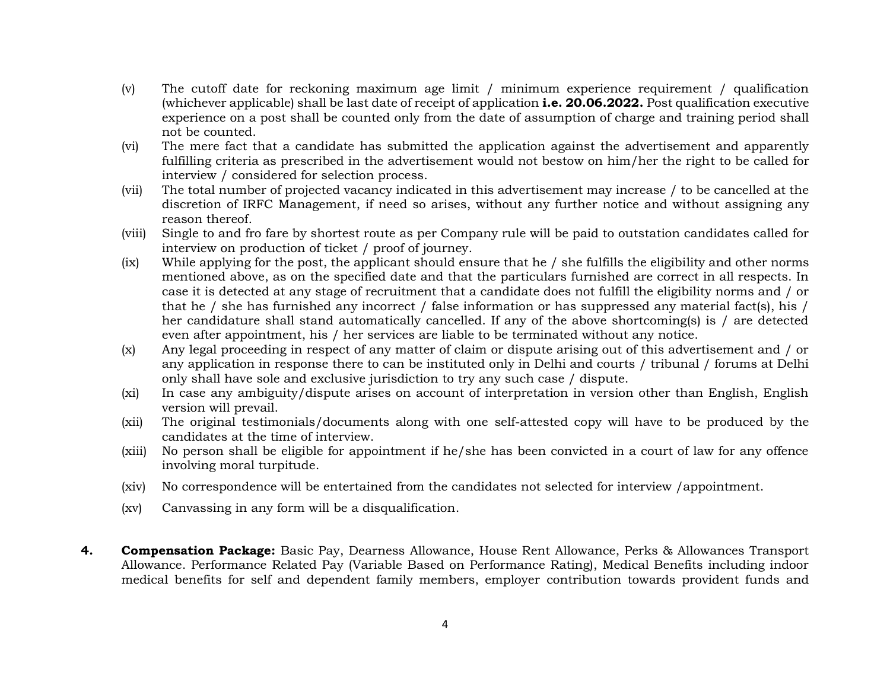(v) The cutoff date for reckoning maximum age limit / minimum experience requirement / qualification (whichever applicable) shall be last date of receipt of application **i.e. 20.06.2022.** Post qualification executive experience on a post shall be counted only from the date of assumption of charge and training period shall not be counted.

(vi) The mere fact that a candidate has submitted the application against the advertisement and apparently fulfilling criteria as prescribed in the advertisement would not bestow on him/her the right to be called for interview / considered for selection process.

(vii) The total number of projected vacancy indicated in this advertisement may increase / to be cancelled at the discretion of IRFC Management, if need so arises, without any further notice and without assigning any reason thereof.

(viii) Single to and fro fare by shortest route as per Company rule will be paid to outstation candidates called for interview on production of ticket / proof of journey.

(ix) While applying for the post, the applicant should ensure that he / she fulfills the eligibility and other norms mentioned above, as on the specified date and that the particulars furnished are correct in all respects. In case it is detected at any stage of recruitment that a candidate does not fulfill the eligibility norms and / or that he / she has furnished any incorrect / false information or has suppressed any material fact(s), his / her candidature shall stand automatically cancelled. If any of the above shortcoming(s) is / are detected even after appointment, his / her services are liable to be terminated without any notice.

(x) Any legal proceeding in respect of any matter of claim or dispute arising out of this advertisement and / or any application in response there to can be instituted only in Delhi and courts / tribunal / forums at Delhi only shall have sole and exclusive jurisdiction to try any such case / dispute.

(xi) In case any ambiguity/dispute arises on account of interpretation in version other than English, English version will prevail.

(xii) The original testimonials/documents along with one self-attested copy will have to be produced by the candidates at the time of interview.

(xiii) No person shall be eligible for appointment if he/she has been convicted in a court of law for any offence involving moral turpitude.

(xiv) No correspondence will be entertained from the candidates not selected for interview /appointment.

(xv) Canvassing in any form will be a disqualification.

**4. Compensation Package:** Basic Pay, Dearness Allowance, House Rent Allowance, Perks & Allowances Transport Allowance. Performance Related Pay (Variable Based on Performance Rating), Medical Benefits including indoor medical benefits for self and dependent family members, employer contribution towards provident funds and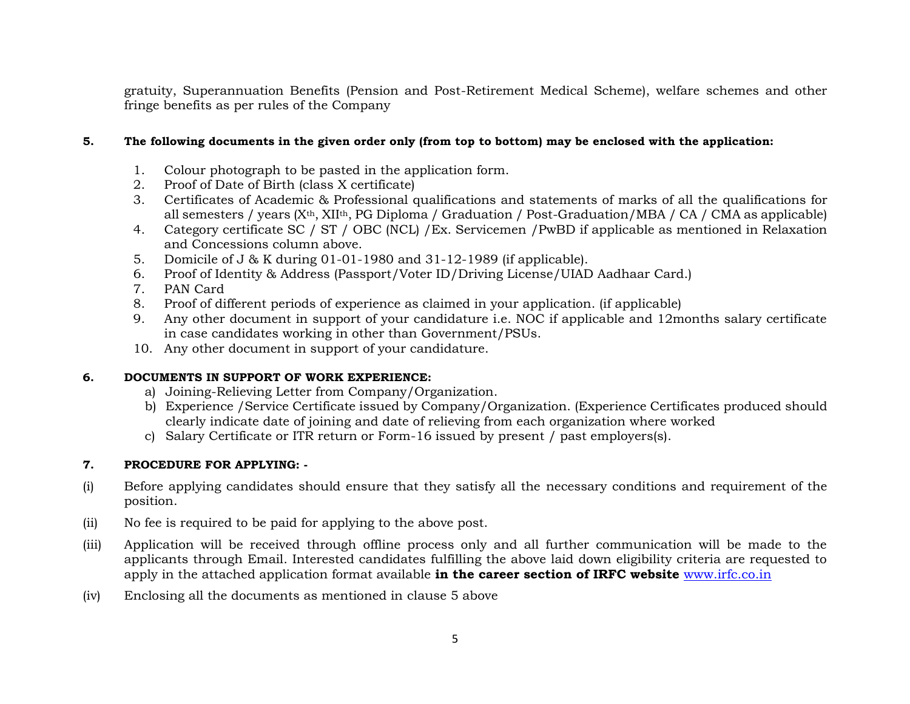gratuity, Superannuation Benefits (Pension and Post-Retirement Medical Scheme), welfare schemes and other fringe benefits as per rules of the Company

**5. The following documents in the given order only (from top to bottom) may be enclosed with the application:**

1. Colour photograph to be pasted in the application form.
2. Proof of Date of Birth (class X certificate)
3. Certificates of Academic & Professional qualifications and statements of marks of all the qualifications for all semesters / years (X$^{th}$, XII$^{th}$, PG Diploma / Graduation / Post-Graduation/MBA / CA / CMA as applicable)
4. Category certificate SC / ST / OBC (NCL) /Ex. Servicemen /PwBD if applicable as mentioned in Relaxation and Concessions column above.
5. Domicile of J & K during 01-01-1980 and 31-12-1989 (if applicable).
6. Proof of Identity & Address (Passport/Voter ID/Driving License/UIAD Aadhaar Card.)
7. PAN Card
8. Proof of different periods of experience as claimed in your application. (if applicable)
9. Any other document in support of your candidature i.e. NOC if applicable and 12months salary certificate in case candidates working in other than Government/PSUs.
10. Any other document in support of your candidature.

**6. DOCUMENTS IN SUPPORT OF WORK EXPERIENCE:**

a) Joining-Relieving Letter from Company/Organization.
b) Experience /Service Certificate issued by Company/Organization. (Experience Certificates produced should clearly indicate date of joining and date of relieving from each organization where worked
c) Salary Certificate or ITR return or Form-16 issued by present / past employers(s).

**7. PROCEDURE FOR APPLYING: -**

(i) Before applying candidates should ensure that they satisfy all the necessary conditions and requirement of the position.

(ii) No fee is required to be paid for applying to the above post.

(iii) Application will be received through offline process only and all further communication will be made to the applicants through Email. Interested candidates fulfilling the above laid down eligibility criteria are requested to apply in the attached application format available **in the career section of IRFC website** www.irfc.co.in

(iv) Enclosing all the documents as mentioned in clause 5 above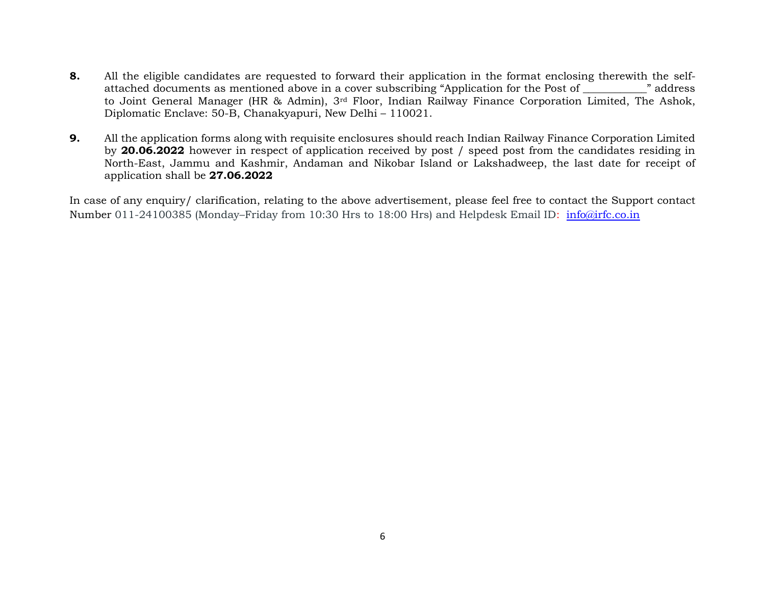**8.** All the eligible candidates are requested to forward their application in the format enclosing therewith the self-attached documents as mentioned above in a cover subscribing "Application for the Post of ___________" address to Joint General Manager (HR & Admin), 3rd Floor, Indian Railway Finance Corporation Limited, The Ashok, Diplomatic Enclave: 50-B, Chanakyapuri, New Delhi – 110021.

**9.** All the application forms along with requisite enclosures should reach Indian Railway Finance Corporation Limited by **20.06.2022** however in respect of application received by post / speed post from the candidates residing in North-East, Jammu and Kashmir, Andaman and Nikobar Island or Lakshadweep, the last date for receipt of application shall be **27.06.2022**

In case of any enquiry/ clarification, relating to the above advertisement, please feel free to contact the Support contact Number 011-24100385 (Monday–Friday from 10:30 Hrs to 18:00 Hrs) and Helpdesk Email ID: info@irfc.co.in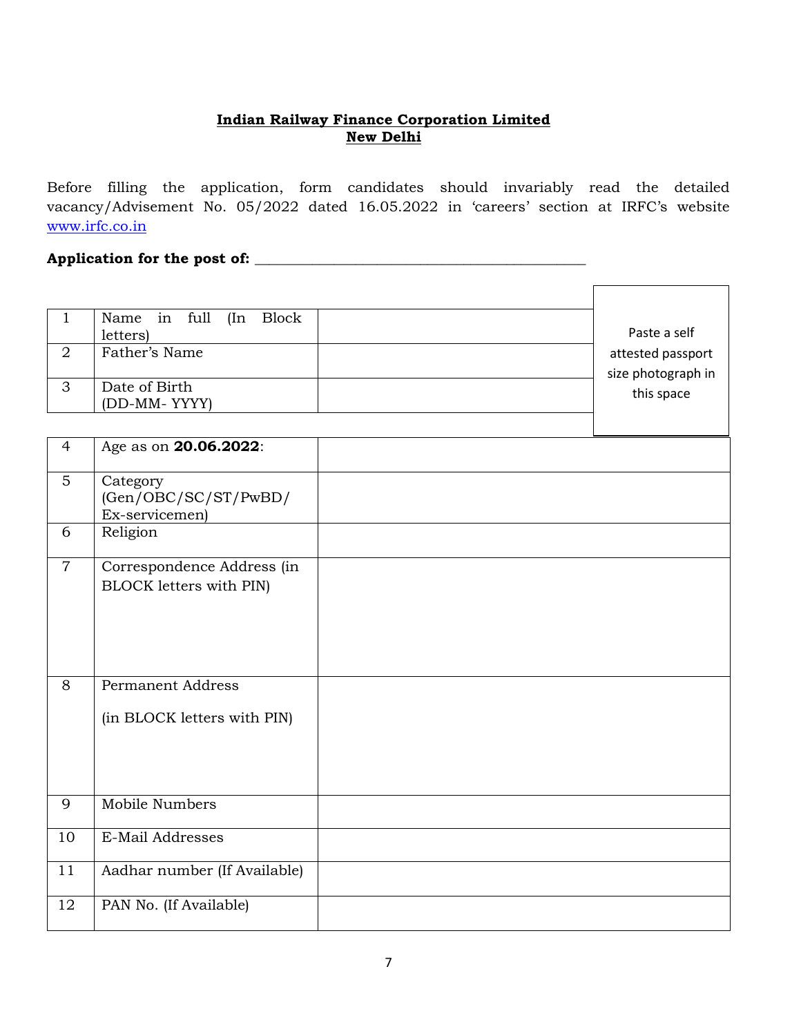**Indian Railway Finance Corporation Limited**
**New Delhi**

Before filling the application, form candidates should invariably read the detailed vacancy/Advisement No. 05/2022 dated 16.05.2022 in 'careers' section at IRFC's website www.irfc.co.in

**Application for the post of:** ______________________________________________

| | | | Paste a self attested passport size photograph in this space |
|---|---|---|---|
| 1 | Name in full (In Block letters) | | |
| 2 | Father's Name | | |
| 3 | Date of Birth (DD-MM- YYYY) | | |

| | | |
|---|---|---|
| 4 | Age as on **20.06.2022**: | |
| 5 | Category (Gen/OBC/SC/ST/PwBD/ Ex-servicemen) | |
| 6 | Religion | |
| 7 | Correspondence Address (in BLOCK letters with PIN) | |
| 8 | Permanent Address (in BLOCK letters with PIN) | |
| 9 | Mobile Numbers | |
| 10 | E-Mail Addresses | |
| 11 | Aadhar number (If Available) | |
| 12 | PAN No. (If Available) | |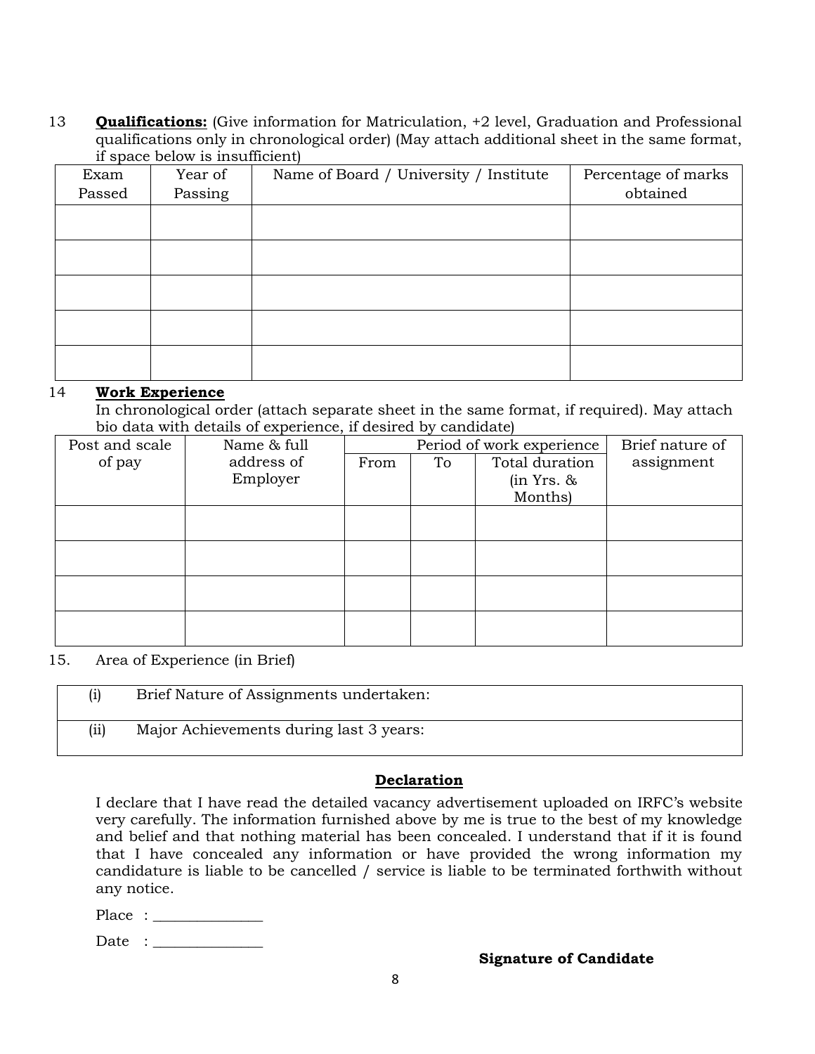13 **Qualifications:** (Give information for Matriculation, +2 level, Graduation and Professional qualifications only in chronological order) (May attach additional sheet in the same format, if space below is insufficient)

| Exam Passed | Year of Passing | Name of Board / University / Institute | Percentage of marks obtained |
|---|---|---|---|
| | | | |
| | | | |
| | | | |
| | | | |
| | | | |

14 **Work Experience**

In chronological order (attach separate sheet in the same format, if required). May attach bio data with details of experience, if desired by candidate)

| Post and scale of pay | Name & full address of Employer | Period of work experience | | | Brief nature of assignment |
|---|---|---|---|---|---|
| | | From | To | Total duration (in Yrs. & Months) | |
| | | | | | |
| | | | | | |
| | | | | | |
| | | | | | |

15. Area of Experience (in Brief)

| | |
|---|---|
| (i) | Brief Nature of Assignments undertaken: |
| (ii) | Major Achievements during last 3 years: |

**Declaration**

I declare that I have read the detailed vacancy advertisement uploaded on IRFC's website very carefully. The information furnished above by me is true to the best of my knowledge and belief and that nothing material has been concealed. I understand that if it is found that I have concealed any information or have provided the wrong information my candidature is liable to be cancelled / service is liable to be terminated forthwith without any notice.

Place : _______________

Date : _______________

**Signature of Candidate**